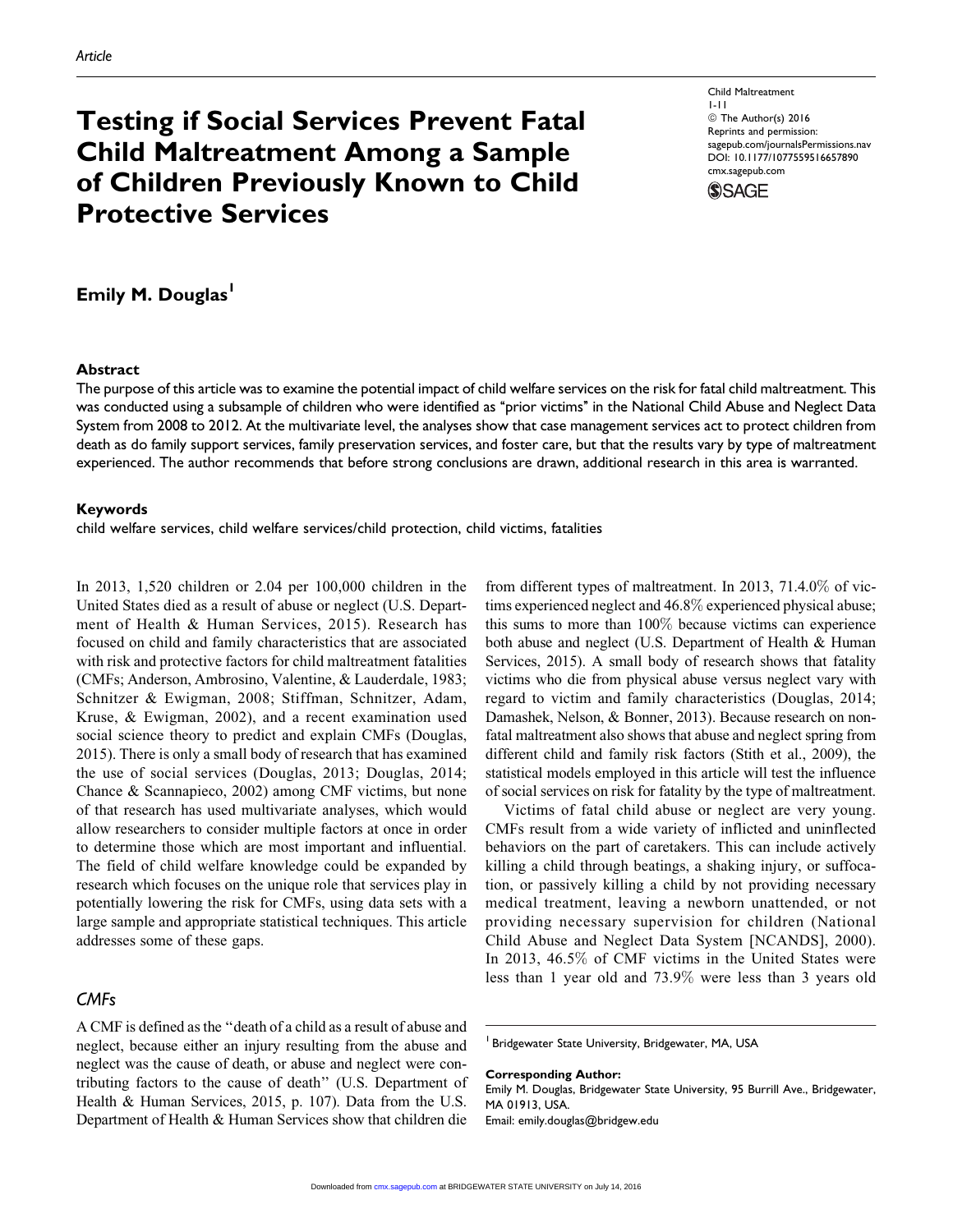*Article*

# Testing if Social Services Prevent Fatal Child Maltreatment Among a Sample of Children Previously Known to Child Protective Services

**Emily M. Douglas**[1]

## Abstract

The purpose of this article was to examine the potential impact of child welfare services on the risk for fatal child maltreatment. This was conducted using a subsample of children who were identified as "prior victims" in the National Child Abuse and Neglect Data System from 2008 to 2012. At the multivariate level, the analyses show that case management services act to protect children from death as do family support services, family preservation services, and foster care, but that the results vary by type of maltreatment experienced. The author recommends that before strong conclusions are drawn, additional research in this area is warranted.

## Keywords

child welfare services, child welfare services/child protection, child victims, fatalities

In 2013, 1,520 children or 2.04 per 100,000 children in the United States died as a result of abuse or neglect (U.S. Department of Health & Human Services, 2015). Research has focused on child and family characteristics that are associated with risk and protective factors for child maltreatment fatalities (CMFs; Anderson, Ambrosino, Valentine, & Lauderdale, 1983; Schnitzer & Ewigman, 2008; Stiffman, Schnitzer, Adam, Kruse, & Ewigman, 2002), and a recent examination used social science theory to predict and explain CMFs (Douglas, 2015). There is only a small body of research that has examined the use of social services (Douglas, 2013; Douglas, 2014; Chance & Scannapieco, 2002) among CMF victims, but none of that research has used multivariate analyses, which would allow researchers to consider multiple factors at once in order to determine those which are most important and influential. The field of child welfare knowledge could be expanded by research which focuses on the unique role that services play in potentially lowering the risk for CMFs, using data sets with a large sample and appropriate statistical techniques. This article addresses some of these gaps.

### *CMFs*

A CMF is defined as the "death of a child as a result of abuse and neglect, because either an injury resulting from the abuse and neglect was the cause of death, or abuse and neglect were contributing factors to the cause of death" (U.S. Department of Health & Human Services, 2015, p. 107). Data from the U.S. Department of Health & Human Services show that children die from different types of maltreatment. In 2013, 71.4.0% of victims experienced neglect and 46.8% experienced physical abuse; this sums to more than 100% because victims can experience both abuse and neglect (U.S. Department of Health & Human Services, 2015). A small body of research shows that fatality victims who die from physical abuse versus neglect vary with regard to victim and family characteristics (Douglas, 2014; Damashek, Nelson, & Bonner, 2013). Because research on nonfatal maltreatment also shows that abuse and neglect spring from different child and family risk factors (Stith et al., 2009), the statistical models employed in this article will test the influence of social services on risk for fatality by the type of maltreatment.

Victims of fatal child abuse or neglect are very young. CMFs result from a wide variety of inflicted and uninflected behaviors on the part of caretakers. This can include actively killing a child through beatings, a shaking injury, or suffocation, or passively killing a child by not providing necessary medical treatment, leaving a newborn unattended, or not providing necessary supervision for children (National Child Abuse and Neglect Data System [NCANDS], 2000). In 2013, 46.5% of CMF victims in the United States were less than 1 year old and 73.9% were less than 3 years old

[1] Bridgewater State University, Bridgewater, MA, USA

**Corresponding Author:**
Emily M. Douglas, Bridgewater State University, 95 Burrill Ave., Bridgewater, MA 01913, USA.
Email: emily.douglas@bridgew.edu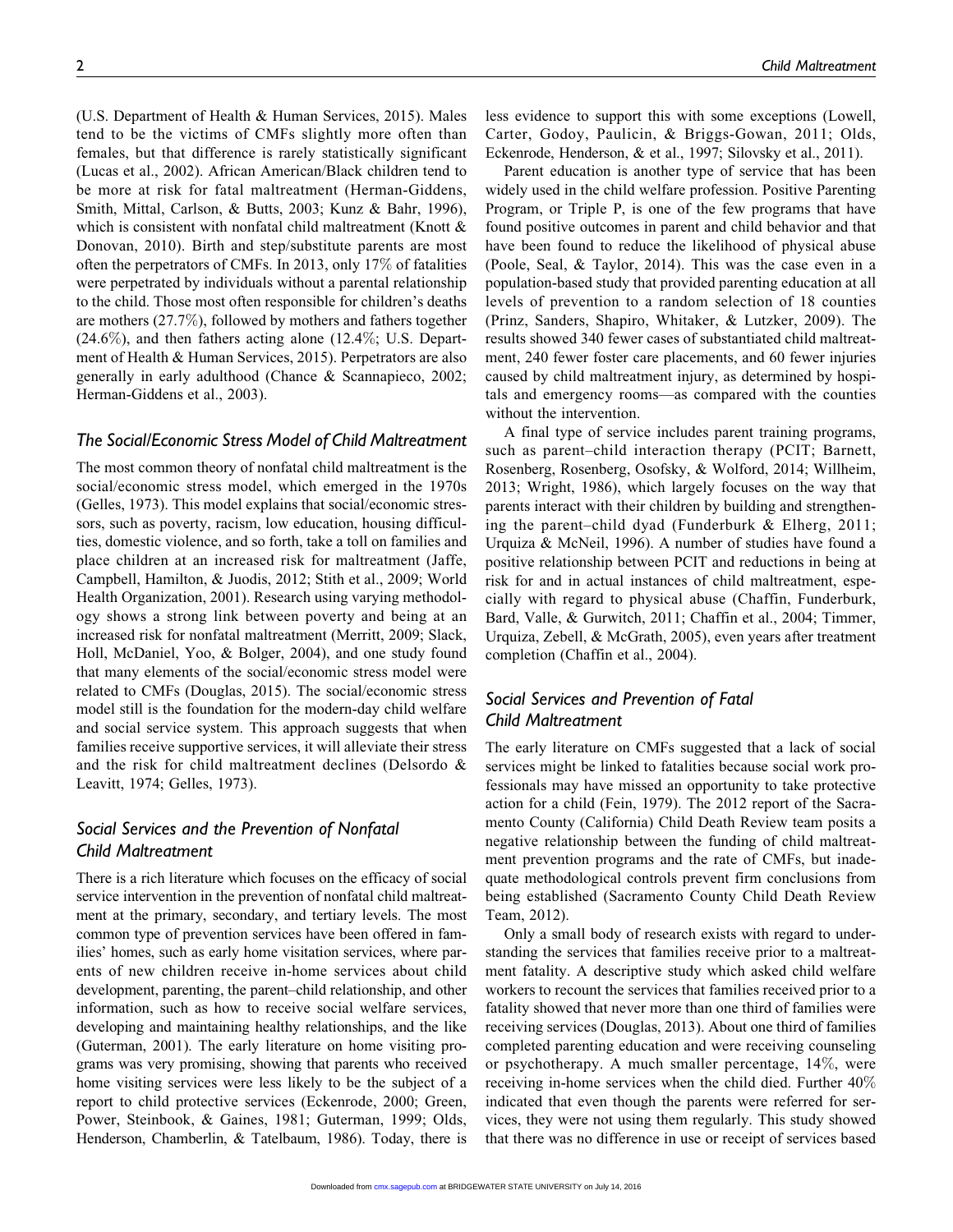(U.S. Department of Health & Human Services, 2015). Males tend to be the victims of CMFs slightly more often than females, but that difference is rarely statistically significant (Lucas et al., 2002). African American/Black children tend to be more at risk for fatal maltreatment (Herman-Giddens, Smith, Mittal, Carlson, & Butts, 2003; Kunz & Bahr, 1996), which is consistent with nonfatal child maltreatment (Knott & Donovan, 2010). Birth and step/substitute parents are most often the perpetrators of CMFs. In 2013, only 17% of fatalities were perpetrated by individuals without a parental relationship to the child. Those most often responsible for children's deaths are mothers (27.7%), followed by mothers and fathers together (24.6%), and then fathers acting alone (12.4%; U.S. Department of Health & Human Services, 2015). Perpetrators are also generally in early adulthood (Chance & Scannapieco, 2002; Herman-Giddens et al., 2003).

## The Social/Economic Stress Model of Child Maltreatment

The most common theory of nonfatal child maltreatment is the social/economic stress model, which emerged in the 1970s (Gelles, 1973). This model explains that social/economic stressors, such as poverty, racism, low education, housing difficulties, domestic violence, and so forth, take a toll on families and place children at an increased risk for maltreatment (Jaffe, Campbell, Hamilton, & Juodis, 2012; Stith et al., 2009; World Health Organization, 2001). Research using varying methodology shows a strong link between poverty and being at an increased risk for nonfatal maltreatment (Merritt, 2009; Slack, Holl, McDaniel, Yoo, & Bolger, 2004), and one study found that many elements of the social/economic stress model were related to CMFs (Douglas, 2015). The social/economic stress model still is the foundation for the modern-day child welfare and social service system. This approach suggests that when families receive supportive services, it will alleviate their stress and the risk for child maltreatment declines (Delsordo & Leavitt, 1974; Gelles, 1973).

## Social Services and the Prevention of Nonfatal Child Maltreatment

There is a rich literature which focuses on the efficacy of social service intervention in the prevention of nonfatal child maltreatment at the primary, secondary, and tertiary levels. The most common type of prevention services have been offered in families' homes, such as early home visitation services, where parents of new children receive in-home services about child development, parenting, the parent–child relationship, and other information, such as how to receive social welfare services, developing and maintaining healthy relationships, and the like (Guterman, 2001). The early literature on home visiting programs was very promising, showing that parents who received home visiting services were less likely to be the subject of a report to child protective services (Eckenrode, 2000; Green, Power, Steinbook, & Gaines, 1981; Guterman, 1999; Olds, Henderson, Chamberlin, & Tatelbaum, 1986). Today, there is less evidence to support this with some exceptions (Lowell, Carter, Godoy, Paulicin, & Briggs-Gowan, 2011; Olds, Eckenrode, Henderson, & et al., 1997; Silovsky et al., 2011).

Parent education is another type of service that has been widely used in the child welfare profession. Positive Parenting Program, or Triple P, is one of the few programs that have found positive outcomes in parent and child behavior and that have been found to reduce the likelihood of physical abuse (Poole, Seal, & Taylor, 2014). This was the case even in a population-based study that provided parenting education at all levels of prevention to a random selection of 18 counties (Prinz, Sanders, Shapiro, Whitaker, & Lutzker, 2009). The results showed 340 fewer cases of substantiated child maltreatment, 240 fewer foster care placements, and 60 fewer injuries caused by child maltreatment injury, as determined by hospitals and emergency rooms—as compared with the counties without the intervention.

A final type of service includes parent training programs, such as parent–child interaction therapy (PCIT; Barnett, Rosenberg, Rosenberg, Osofsky, & Wolford, 2014; Willheim, 2013; Wright, 1986), which largely focuses on the way that parents interact with their children by building and strengthening the parent–child dyad (Funderburk & Elherg, 2011; Urquiza & McNeil, 1996). A number of studies have found a positive relationship between PCIT and reductions in being at risk for and in actual instances of child maltreatment, especially with regard to physical abuse (Chaffin, Funderburk, Bard, Valle, & Gurwitch, 2011; Chaffin et al., 2004; Timmer, Urquiza, Zebell, & McGrath, 2005), even years after treatment completion (Chaffin et al., 2004).

## Social Services and Prevention of Fatal Child Maltreatment

The early literature on CMFs suggested that a lack of social services might be linked to fatalities because social work professionals may have missed an opportunity to take protective action for a child (Fein, 1979). The 2012 report of the Sacramento County (California) Child Death Review team posits a negative relationship between the funding of child maltreatment prevention programs and the rate of CMFs, but inadequate methodological controls prevent firm conclusions from being established (Sacramento County Child Death Review Team, 2012).

Only a small body of research exists with regard to understanding the services that families receive prior to a maltreatment fatality. A descriptive study which asked child welfare workers to recount the services that families received prior to a fatality showed that never more than one third of families were receiving services (Douglas, 2013). About one third of families completed parenting education and were receiving counseling or psychotherapy. A much smaller percentage, 14%, were receiving in-home services when the child died. Further 40% indicated that even though the parents were referred for services, they were not using them regularly. This study showed that there was no difference in use or receipt of services based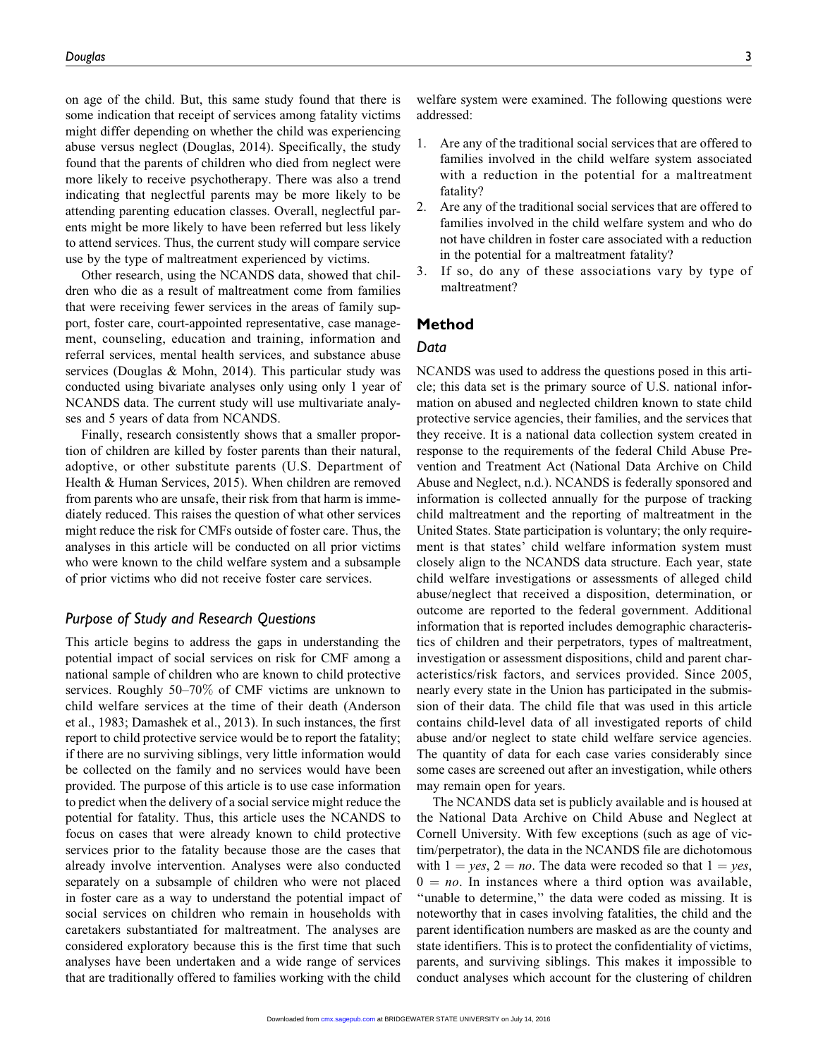on age of the child. But, this same study found that there is some indication that receipt of services among fatality victims might differ depending on whether the child was experiencing abuse versus neglect (Douglas, 2014). Specifically, the study found that the parents of children who died from neglect were more likely to receive psychotherapy. There was also a trend indicating that neglectful parents may be more likely to be attending parenting education classes. Overall, neglectful parents might be more likely to have been referred but less likely to attend services. Thus, the current study will compare service use by the type of maltreatment experienced by victims.

Other research, using the NCANDS data, showed that children who die as a result of maltreatment come from families that were receiving fewer services in the areas of family support, foster care, court-appointed representative, case management, counseling, education and training, information and referral services, mental health services, and substance abuse services (Douglas & Mohn, 2014). This particular study was conducted using bivariate analyses only using only 1 year of NCANDS data. The current study will use multivariate analyses and 5 years of data from NCANDS.

Finally, research consistently shows that a smaller proportion of children are killed by foster parents than their natural, adoptive, or other substitute parents (U.S. Department of Health & Human Services, 2015). When children are removed from parents who are unsafe, their risk from that harm is immediately reduced. This raises the question of what other services might reduce the risk for CMFs outside of foster care. Thus, the analyses in this article will be conducted on all prior victims who were known to the child welfare system and a subsample of prior victims who did not receive foster care services.

## *Purpose of Study and Research Questions*

This article begins to address the gaps in understanding the potential impact of social services on risk for CMF among a national sample of children who are known to child protective services. Roughly 50–70% of CMF victims are unknown to child welfare services at the time of their death (Anderson et al., 1983; Damashek et al., 2013). In such instances, the first report to child protective service would be to report the fatality; if there are no surviving siblings, very little information would be collected on the family and no services would have been provided. The purpose of this article is to use case information to predict when the delivery of a social service might reduce the potential for fatality. Thus, this article uses the NCANDS to focus on cases that were already known to child protective services prior to the fatality because those are the cases that already involve intervention. Analyses were also conducted separately on a subsample of children who were not placed in foster care as a way to understand the potential impact of social services on children who remain in households with caretakers substantiated for maltreatment. The analyses are considered exploratory because this is the first time that such analyses have been undertaken and a wide range of services that are traditionally offered to families working with the child welfare system were examined. The following questions were addressed:

1. Are any of the traditional social services that are offered to families involved in the child welfare system associated with a reduction in the potential for a maltreatment fatality?
2. Are any of the traditional social services that are offered to families involved in the child welfare system and who do not have children in foster care associated with a reduction in the potential for a maltreatment fatality?
3. If so, do any of these associations vary by type of maltreatment?

# Method

## *Data*

NCANDS was used to address the questions posed in this article; this data set is the primary source of U.S. national information on abused and neglected children known to state child protective service agencies, their families, and the services that they receive. It is a national data collection system created in response to the requirements of the federal Child Abuse Prevention and Treatment Act (National Data Archive on Child Abuse and Neglect, n.d.). NCANDS is federally sponsored and information is collected annually for the purpose of tracking child maltreatment and the reporting of maltreatment in the United States. State participation is voluntary; the only requirement is that states' child welfare information system must closely align to the NCANDS data structure. Each year, state child welfare investigations or assessments of alleged child abuse/neglect that received a disposition, determination, or outcome are reported to the federal government. Additional information that is reported includes demographic characteristics of children and their perpetrators, types of maltreatment, investigation or assessment dispositions, child and parent characteristics/risk factors, and services provided. Since 2005, nearly every state in the Union has participated in the submission of their data. The child file that was used in this article contains child-level data of all investigated reports of child abuse and/or neglect to state child welfare service agencies. The quantity of data for each case varies considerably since some cases are screened out after an investigation, while others may remain open for years.

The NCANDS data set is publicly available and is housed at the National Data Archive on Child Abuse and Neglect at Cornell University. With few exceptions (such as age of victim/perpetrator), the data in the NCANDS file are dichotomous with 1 = *yes*, 2 = *no*. The data were recoded so that 1 = *yes*, 0 = *no*. In instances where a third option was available, "unable to determine," the data were coded as missing. It is noteworthy that in cases involving fatalities, the child and the parent identification numbers are masked as are the county and state identifiers. This is to protect the confidentiality of victims, parents, and surviving siblings. This makes it impossible to conduct analyses which account for the clustering of children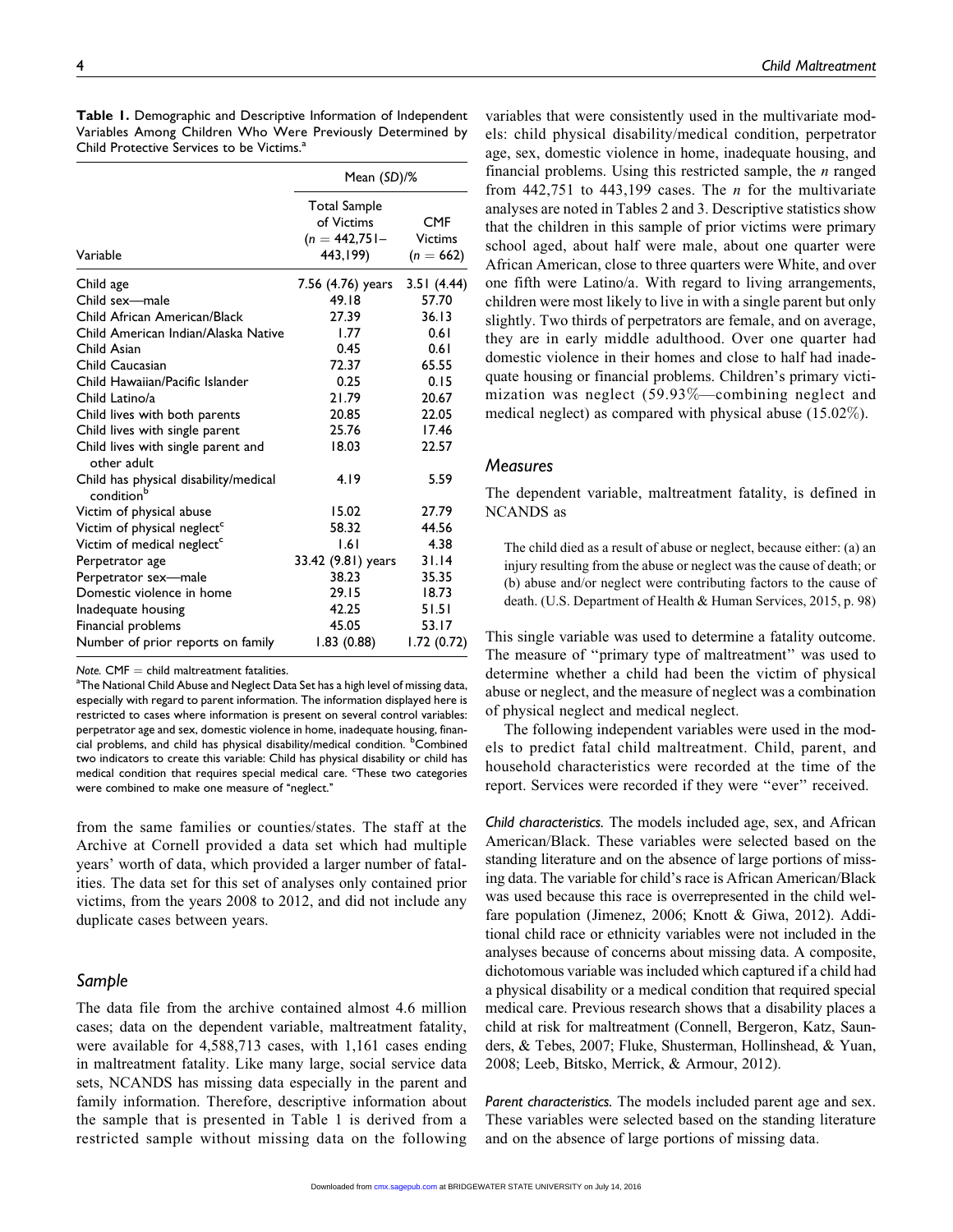**Table 1.** Demographic and Descriptive Information of Independent Variables Among Children Who Were Previously Determined by Child Protective Services to be Victims.[a]

| Variable | Mean (*SD*)/% | |
|---|---|---|
| | Total Sample of Victims ($n = 442{,}751$–443,199) | CMF Victims ($n = 662$) |
| Child age | 7.56 (4.76) years | 3.51 (4.44) |
| Child sex—male | 49.18 | 57.70 |
| Child African American/Black | 27.39 | 36.13 |
| Child American Indian/Alaska Native | 1.77 | 0.61 |
| Child Asian | 0.45 | 0.61 |
| Child Caucasian | 72.37 | 65.55 |
| Child Hawaiian/Pacific Islander | 0.25 | 0.15 |
| Child Latino/a | 21.79 | 20.67 |
| Child lives with both parents | 20.85 | 22.05 |
| Child lives with single parent | 25.76 | 17.46 |
| Child lives with single parent and other adult | 18.03 | 22.57 |
| Child has physical disability/medical condition[b] | 4.19 | 5.59 |
| Victim of physical abuse | 15.02 | 27.79 |
| Victim of physical neglect[c] | 58.32 | 44.56 |
| Victim of medical neglect[c] | 1.61 | 4.38 |
| Perpetrator age | 33.42 (9.81) years | 31.14 |
| Perpetrator sex—male | 38.23 | 35.35 |
| Domestic violence in home | 29.15 | 18.73 |
| Inadequate housing | 42.25 | 51.51 |
| Financial problems | 45.05 | 53.17 |
| Number of prior reports on family | 1.83 (0.88) | 1.72 (0.72) |

*Note.* CMF = child maltreatment fatalities.
[a]The National Child Abuse and Neglect Data Set has a high level of missing data, especially with regard to parent information. The information displayed here is restricted to cases where information is present on several control variables: perpetrator age and sex, domestic violence in home, inadequate housing, financial problems, and child has physical disability/medical condition. [b]Combined two indicators to create this variable: Child has physical disability or child has medical condition that requires special medical care. [c]These two categories were combined to make one measure of "neglect."

from the same families or counties/states. The staff at the Archive at Cornell provided a data set which had multiple years' worth of data, which provided a larger number of fatalities. The data set for this set of analyses only contained prior victims, from the years 2008 to 2012, and did not include any duplicate cases between years.

## Sample

The data file from the archive contained almost 4.6 million cases; data on the dependent variable, maltreatment fatality, were available for 4,588,713 cases, with 1,161 cases ending in maltreatment fatality. Like many large, social service data sets, NCANDS has missing data especially in the parent and family information. Therefore, descriptive information about the sample that is presented in Table 1 is derived from a restricted sample without missing data on the following variables that were consistently used in the multivariate models: child physical disability/medical condition, perpetrator age, sex, domestic violence in home, inadequate housing, and financial problems. Using this restricted sample, the *n* ranged from 442,751 to 443,199 cases. The *n* for the multivariate analyses are noted in Tables 2 and 3. Descriptive statistics show that the children in this sample of prior victims were primary school aged, about half were male, about one quarter were African American, close to three quarters were White, and over one fifth were Latino/a. With regard to living arrangements, children were most likely to live in with a single parent but only slightly. Two thirds of perpetrators are female, and on average, they are in early middle adulthood. Over one quarter had domestic violence in their homes and close to half had inadequate housing or financial problems. Children's primary victimization was neglect (59.93%—combining neglect and medical neglect) as compared with physical abuse (15.02%).

## Measures

The dependent variable, maltreatment fatality, is defined in NCANDS as

> The child died as a result of abuse or neglect, because either: (a) an injury resulting from the abuse or neglect was the cause of death; or (b) abuse and/or neglect were contributing factors to the cause of death. (U.S. Department of Health & Human Services, 2015, p. 98)

This single variable was used to determine a fatality outcome. The measure of "primary type of maltreatment" was used to determine whether a child had been the victim of physical abuse or neglect, and the measure of neglect was a combination of physical neglect and medical neglect.

The following independent variables were used in the models to predict fatal child maltreatment. Child, parent, and household characteristics were recorded at the time of the report. Services were recorded if they were "ever" received.

*Child characteristics.* The models included age, sex, and African American/Black. These variables were selected based on the standing literature and on the absence of large portions of missing data. The variable for child's race is African American/Black was used because this race is overrepresented in the child welfare population (Jimenez, 2006; Knott & Giwa, 2012). Additional child race or ethnicity variables were not included in the analyses because of concerns about missing data. A composite, dichotomous variable was included which captured if a child had a physical disability or a medical condition that required special medical care. Previous research shows that a disability places a child at risk for maltreatment (Connell, Bergeron, Katz, Saunders, & Tebes, 2007; Fluke, Shusterman, Hollinshead, & Yuan, 2008; Leeb, Bitsko, Merrick, & Armour, 2012).

*Parent characteristics.* The models included parent age and sex. These variables were selected based on the standing literature and on the absence of large portions of missing data.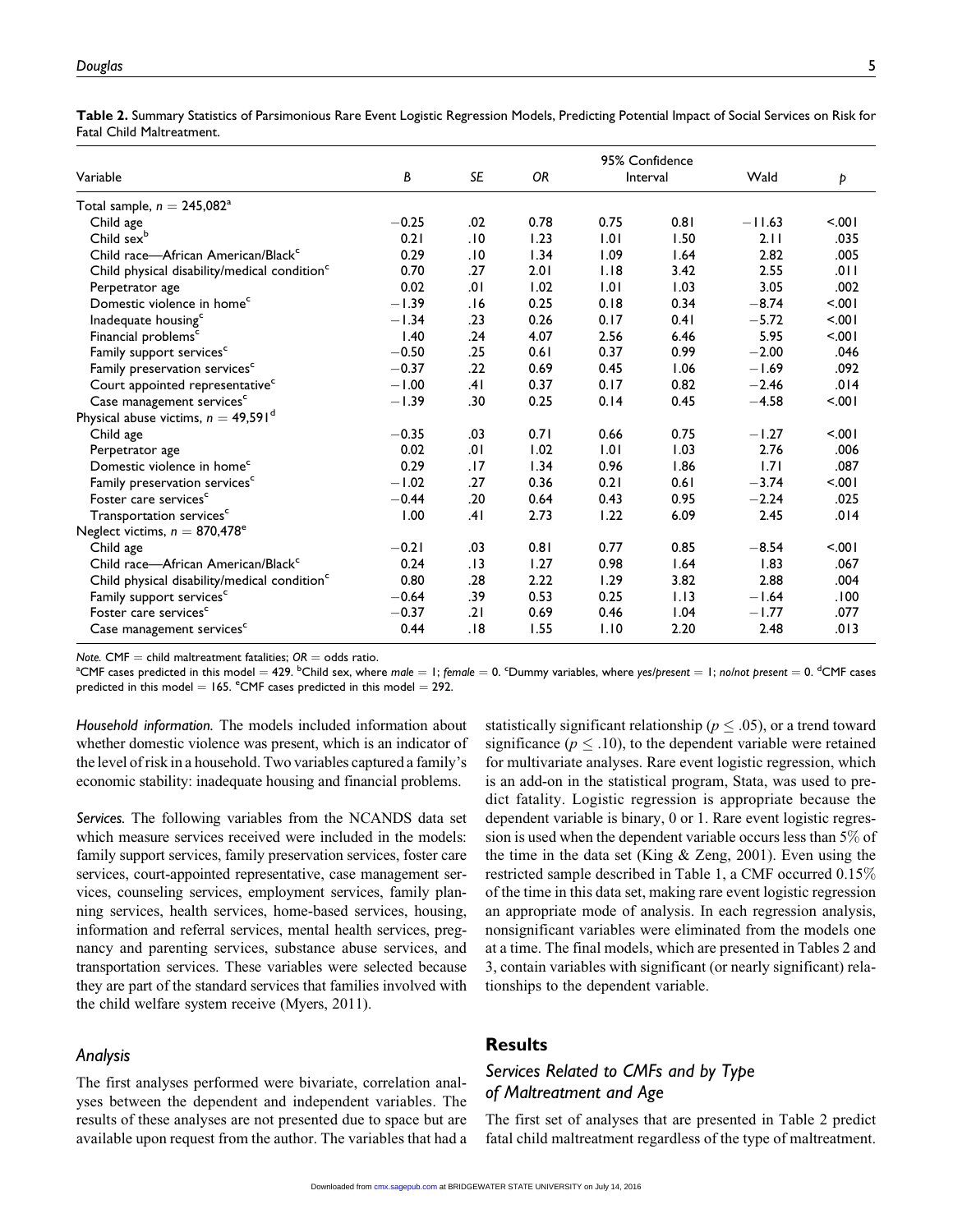**Table 2.** Summary Statistics of Parsimonious Rare Event Logistic Regression Models, Predicting Potential Impact of Social Services on Risk for Fatal Child Maltreatment.

| Variable | B | SE | OR | 95% Confidence Interval | | Wald | p |
|---|---|---|---|---|---|---|---|
| Total sample, $n = 245{,}082$[a] | | | | | | | |
| Child age | −0.25 | .02 | 0.78 | 0.75 | 0.81 | −11.63 | <.001 |
| Child sex[b] | 0.21 | .10 | 1.23 | 1.01 | 1.50 | 2.11 | .035 |
| Child race—African American/Black[c] | 0.29 | .10 | 1.34 | 1.09 | 1.64 | 2.82 | .005 |
| Child physical disability/medical condition[c] | 0.70 | .27 | 2.01 | 1.18 | 3.42 | 2.55 | .011 |
| Perpetrator age | 0.02 | .01 | 1.02 | 1.01 | 1.03 | 3.05 | .002 |
| Domestic violence in home[c] | −1.39 | .16 | 0.25 | 0.18 | 0.34 | −8.74 | <.001 |
| Inadequate housing[c] | −1.34 | .23 | 0.26 | 0.17 | 0.41 | −5.72 | <.001 |
| Financial problems[c] | 1.40 | .24 | 4.07 | 2.56 | 6.46 | 5.95 | <.001 |
| Family support services[c] | −0.50 | .25 | 0.61 | 0.37 | 0.99 | −2.00 | .046 |
| Family preservation services[c] | −0.37 | .22 | 0.69 | 0.45 | 1.06 | −1.69 | .092 |
| Court appointed representative[c] | −1.00 | .41 | 0.37 | 0.17 | 0.82 | −2.46 | .014 |
| Case management services[c] | −1.39 | .30 | 0.25 | 0.14 | 0.45 | −4.58 | <.001 |
| Physical abuse victims, $n = 49{,}591$[d] | | | | | | | |
| Child age | −0.35 | .03 | 0.71 | 0.66 | 0.75 | −1.27 | <.001 |
| Perpetrator age | 0.02 | .01 | 1.02 | 1.01 | 1.03 | 2.76 | .006 |
| Domestic violence in home[c] | 0.29 | .17 | 1.34 | 0.96 | 1.86 | 1.71 | .087 |
| Family preservation services[c] | −1.02 | .27 | 0.36 | 0.21 | 0.61 | −3.74 | <.001 |
| Foster care services[c] | −0.44 | .20 | 0.64 | 0.43 | 0.95 | −2.24 | .025 |
| Transportation services[c] | 1.00 | .41 | 2.73 | 1.22 | 6.09 | 2.45 | .014 |
| Neglect victims, $n = 870{,}478$[e] | | | | | | | |
| Child age | −0.21 | .03 | 0.81 | 0.77 | 0.85 | −8.54 | <.001 |
| Child race—African American/Black[c] | 0.24 | .13 | 1.27 | 0.98 | 1.64 | 1.83 | .067 |
| Child physical disability/medical condition[c] | 0.80 | .28 | 2.22 | 1.29 | 3.82 | 2.88 | .004 |
| Family support services[c] | −0.64 | .39 | 0.53 | 0.25 | 1.13 | −1.64 | .100 |
| Foster care services[c] | −0.37 | .21 | 0.69 | 0.46 | 1.04 | −1.77 | .077 |
| Case management services[c] | 0.44 | .18 | 1.55 | 1.10 | 2.20 | 2.48 | .013 |

*Note.* CMF = child maltreatment fatalities; *OR* = odds ratio.
[a]CMF cases predicted in this model = 429. [b]Child sex, where *male* = 1; *female* = 0. [c]Dummy variables, where *yes/present* = 1; *no/not present* = 0. [d]CMF cases predicted in this model = 165. [e]CMF cases predicted in this model = 292.

*Household information.* The models included information about whether domestic violence was present, which is an indicator of the level of risk in a household. Two variables captured a family's economic stability: inadequate housing and financial problems.

*Services.* The following variables from the NCANDS data set which measure services received were included in the models: family support services, family preservation services, foster care services, court-appointed representative, case management services, counseling services, employment services, family planning services, health services, home-based services, housing, information and referral services, mental health services, pregnancy and parenting services, substance abuse services, and transportation services. These variables were selected because they are part of the standard services that families involved with the child welfare system receive (Myers, 2011).

### Analysis

The first analyses performed were bivariate, correlation analyses between the dependent and independent variables. The results of these analyses are not presented due to space but are available upon request from the author. The variables that had a statistically significant relationship ($p \leq .05$), or a trend toward significance ($p \leq .10$), to the dependent variable were retained for multivariate analyses. Rare event logistic regression, which is an add-on in the statistical program, Stata, was used to predict fatality. Logistic regression is appropriate because the dependent variable is binary, 0 or 1. Rare event logistic regression is used when the dependent variable occurs less than 5% of the time in the data set (King & Zeng, 2001). Even using the restricted sample described in Table 1, a CMF occurred 0.15% of the time in this data set, making rare event logistic regression an appropriate mode of analysis. In each regression analysis, nonsignificant variables were eliminated from the models one at a time. The final models, which are presented in Tables 2 and 3, contain variables with significant (or nearly significant) relationships to the dependent variable.

## Results

### Services Related to CMFs and by Type of Maltreatment and Age

The first set of analyses that are presented in Table 2 predict fatal child maltreatment regardless of the type of maltreatment.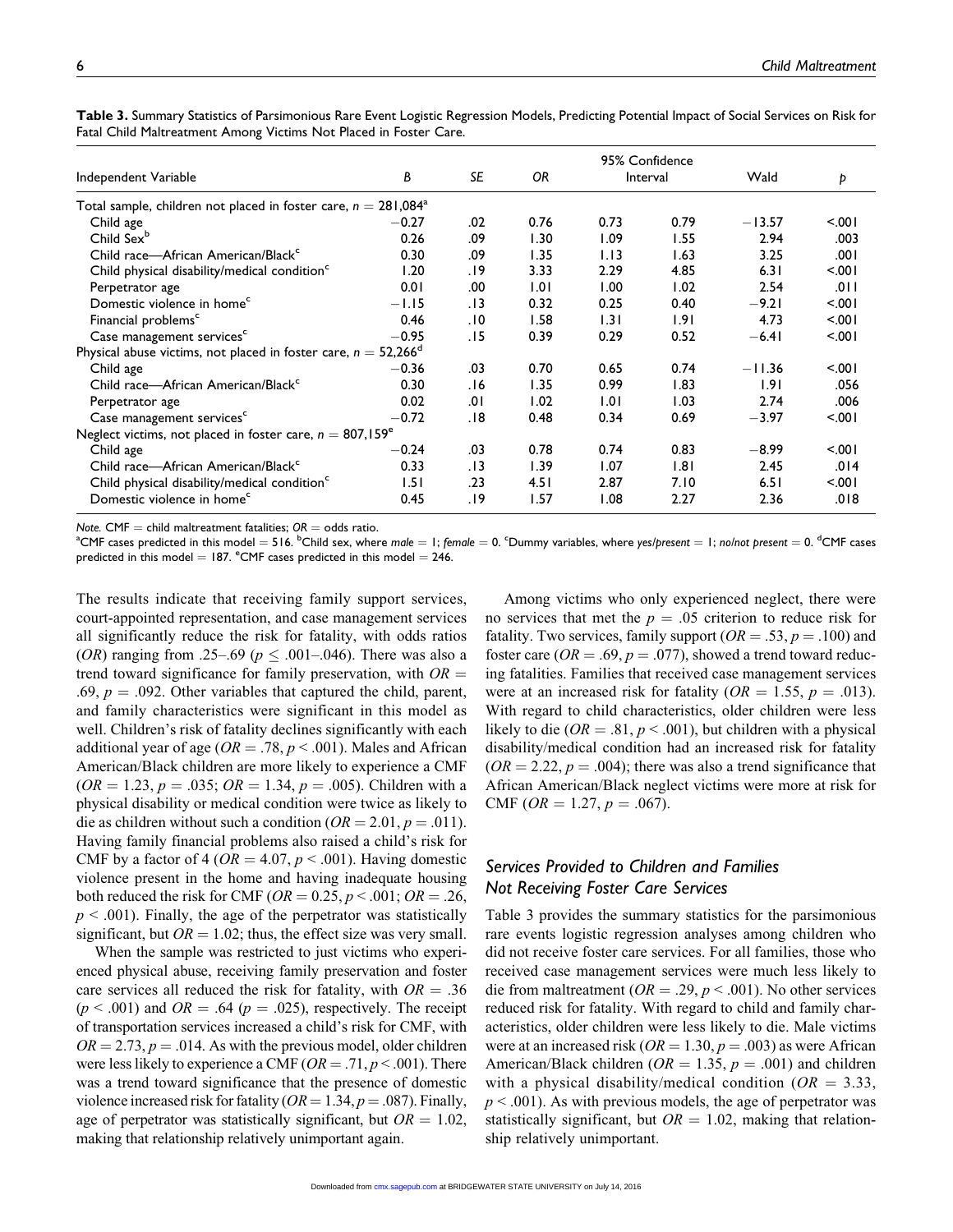**Table 3.** Summary Statistics of Parsimonious Rare Event Logistic Regression Models, Predicting Potential Impact of Social Services on Risk for Fatal Child Maltreatment Among Victims Not Placed in Foster Care.

| Independent Variable | *B* | *SE* | *OR* | 95% Confidence Interval | | Wald | *p* |
|---|---|---|---|---|---|---|---|
| Total sample, children not placed in foster care, $n = 281{,}084$[a] | | | | | | | |
| Child age | −0.27 | .02 | 0.76 | 0.73 | 0.79 | −13.57 | <.001 |
| Child Sex[b] | 0.26 | .09 | 1.30 | 1.09 | 1.55 | 2.94 | .003 |
| Child race—African American/Black[c] | 0.30 | .09 | 1.35 | 1.13 | 1.63 | 3.25 | .001 |
| Child physical disability/medical condition[c] | 1.20 | .19 | 3.33 | 2.29 | 4.85 | 6.31 | <.001 |
| Perpetrator age | 0.01 | .00 | 1.01 | 1.00 | 1.02 | 2.54 | .011 |
| Domestic violence in home[c] | −1.15 | .13 | 0.32 | 0.25 | 0.40 | −9.21 | <.001 |
| Financial problems[c] | 0.46 | .10 | 1.58 | 1.31 | 1.91 | 4.73 | <.001 |
| Case management services[c] | −0.95 | .15 | 0.39 | 0.29 | 0.52 | −6.41 | <.001 |
| Physical abuse victims, not placed in foster care, $n = 52{,}266$[d] | | | | | | | |
| Child age | −0.36 | .03 | 0.70 | 0.65 | 0.74 | −11.36 | <.001 |
| Child race—African American/Black[c] | 0.30 | .16 | 1.35 | 0.99 | 1.83 | 1.91 | .056 |
| Perpetrator age | 0.02 | .01 | 1.02 | 1.01 | 1.03 | 2.74 | .006 |
| Case management services[c] | −0.72 | .18 | 0.48 | 0.34 | 0.69 | −3.97 | <.001 |
| Neglect victims, not placed in foster care, $n = 807{,}159$[e] | | | | | | | |
| Child age | −0.24 | .03 | 0.78 | 0.74 | 0.83 | −8.99 | <.001 |
| Child race—African American/Black[c] | 0.33 | .13 | 1.39 | 1.07 | 1.81 | 2.45 | .014 |
| Child physical disability/medical condition[c] | 1.51 | .23 | 4.51 | 2.87 | 7.10 | 6.51 | <.001 |
| Domestic violence in home[c] | 0.45 | .19 | 1.57 | 1.08 | 2.27 | 2.36 | .018 |

*Note.* CMF = child maltreatment fatalities; *OR* = odds ratio.
[a]CMF cases predicted in this model = 516. [b]Child sex, where *male* = 1; *female* = 0. [c]Dummy variables, where *yes/present* = 1; *no/not present* = 0. [d]CMF cases predicted in this model = 187. [e]CMF cases predicted in this model = 246.

The results indicate that receiving family support services, court-appointed representation, and case management services all significantly reduce the risk for fatality, with odds ratios (*OR*) ranging from .25–.69 ($p \leq .001$–.046). There was also a trend toward significance for family preservation, with $OR = .69$, $p = .092$. Other variables that captured the child, parent, and family characteristics were significant in this model as well. Children's risk of fatality declines significantly with each additional year of age ($OR = .78$, $p < .001$). Males and African American/Black children are more likely to experience a CMF ($OR = 1.23$, $p = .035$; $OR = 1.34$, $p = .005$). Children with a physical disability or medical condition were twice as likely to die as children without such a condition ($OR = 2.01$, $p = .011$). Having family financial problems also raised a child's risk for CMF by a factor of 4 ($OR = 4.07$, $p < .001$). Having domestic violence present in the home and having inadequate housing both reduced the risk for CMF ($OR = 0.25$, $p < .001$; $OR = .26$, $p < .001$). Finally, the age of the perpetrator was statistically significant, but $OR = 1.02$; thus, the effect size was very small.

When the sample was restricted to just victims who experienced physical abuse, receiving family preservation and foster care services all reduced the risk for fatality, with $OR = .36$ ($p < .001$) and $OR = .64$ ($p = .025$), respectively. The receipt of transportation services increased a child's risk for CMF, with $OR = 2.73$, $p = .014$. As with the previous model, older children were less likely to experience a CMF ($OR = .71$, $p < .001$). There was a trend toward significance that the presence of domestic violence increased risk for fatality ($OR = 1.34$, $p = .087$). Finally, age of perpetrator was statistically significant, but $OR = 1.02$, making that relationship relatively unimportant again.

Among victims who only experienced neglect, there were no services that met the $p = .05$ criterion to reduce risk for fatality. Two services, family support ($OR = .53$, $p = .100$) and foster care ($OR = .69$, $p = .077$), showed a trend toward reducing fatalities. Families that received case management services were at an increased risk for fatality ($OR = 1.55$, $p = .013$). With regard to child characteristics, older children were less likely to die ($OR = .81$, $p < .001$), but children with a physical disability/medical condition had an increased risk for fatality ($OR = 2.22$, $p = .004$); there was also a trend significance that African American/Black neglect victims were more at risk for CMF ($OR = 1.27$, $p = .067$).

## *Services Provided to Children and Families Not Receiving Foster Care Services*

Table 3 provides the summary statistics for the parsimonious rare events logistic regression analyses among children who did not receive foster care services. For all families, those who received case management services were much less likely to die from maltreatment ($OR = .29$, $p < .001$). No other services reduced risk for fatality. With regard to child and family characteristics, older children were less likely to die. Male victims were at an increased risk ($OR = 1.30$, $p = .003$) as were African American/Black children ($OR = 1.35$, $p = .001$) and children with a physical disability/medical condition ($OR = 3.33$, $p < .001$). As with previous models, the age of perpetrator was statistically significant, but $OR = 1.02$, making that relationship relatively unimportant.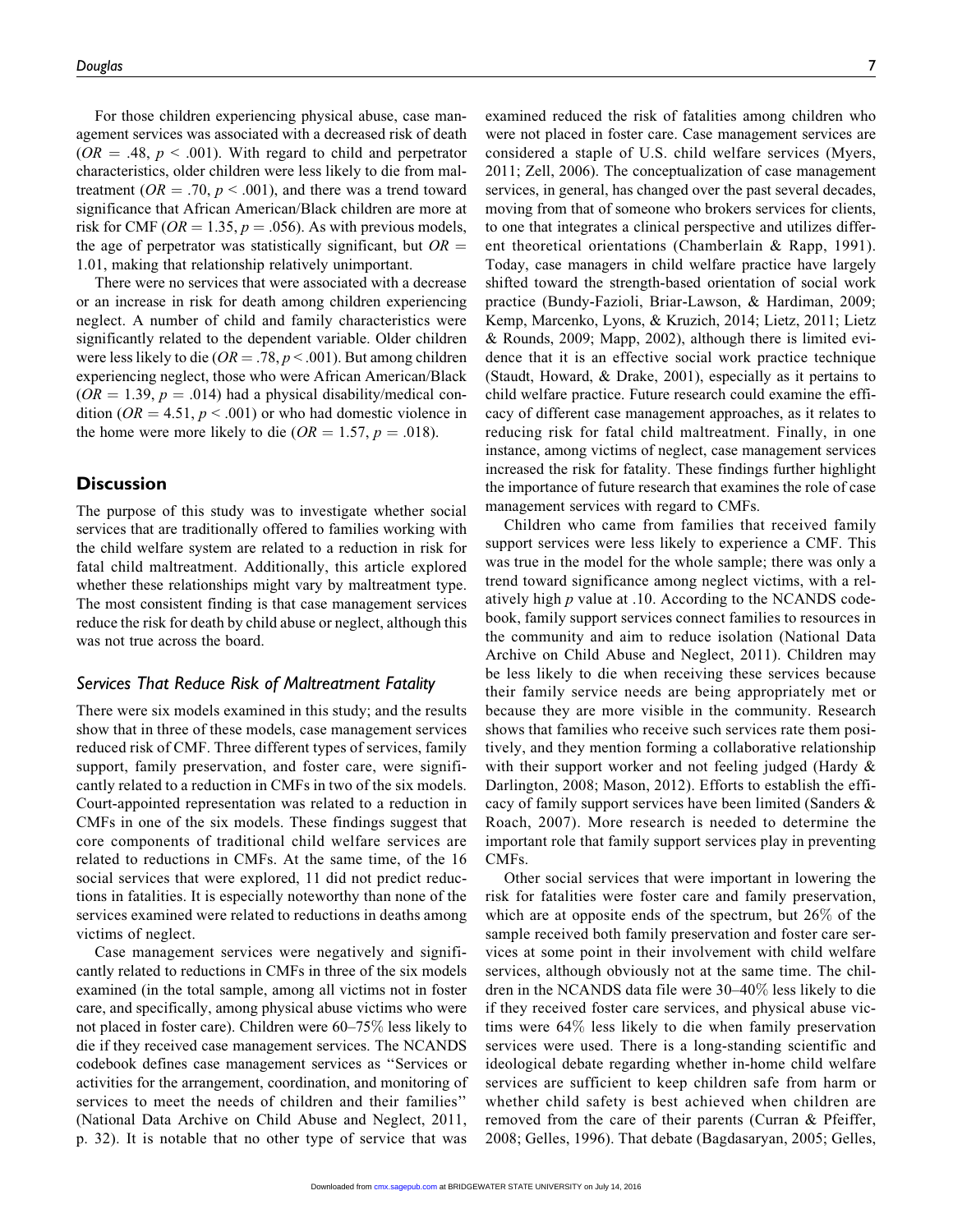For those children experiencing physical abuse, case management services was associated with a decreased risk of death ($OR = .48$, $p < .001$). With regard to child and perpetrator characteristics, older children were less likely to die from maltreatment ($OR = .70$, $p < .001$), and there was a trend toward significance that African American/Black children are more at risk for CMF ($OR = 1.35$, $p = .056$). As with previous models, the age of perpetrator was statistically significant, but $OR = 1.01$, making that relationship relatively unimportant.

There were no services that were associated with a decrease or an increase in risk for death among children experiencing neglect. A number of child and family characteristics were significantly related to the dependent variable. Older children were less likely to die ($OR = .78$, $p < .001$). But among children experiencing neglect, those who were African American/Black ($OR = 1.39$, $p = .014$) had a physical disability/medical condition ($OR = 4.51$, $p < .001$) or who had domestic violence in the home were more likely to die ($OR = 1.57$, $p = .018$).

## Discussion

The purpose of this study was to investigate whether social services that are traditionally offered to families working with the child welfare system are related to a reduction in risk for fatal child maltreatment. Additionally, this article explored whether these relationships might vary by maltreatment type. The most consistent finding is that case management services reduce the risk for death by child abuse or neglect, although this was not true across the board.

### *Services That Reduce Risk of Maltreatment Fatality*

There were six models examined in this study; and the results show that in three of these models, case management services reduced risk of CMF. Three different types of services, family support, family preservation, and foster care, were significantly related to a reduction in CMFs in two of the six models. Court-appointed representation was related to a reduction in CMFs in one of the six models. These findings suggest that core components of traditional child welfare services are related to reductions in CMFs. At the same time, of the 16 social services that were explored, 11 did not predict reductions in fatalities. It is especially noteworthy than none of the services examined were related to reductions in deaths among victims of neglect.

Case management services were negatively and significantly related to reductions in CMFs in three of the six models examined (in the total sample, among all victims not in foster care, and specifically, among physical abuse victims who were not placed in foster care). Children were 60–75% less likely to die if they received case management services. The NCANDS codebook defines case management services as ''Services or activities for the arrangement, coordination, and monitoring of services to meet the needs of children and their families'' (National Data Archive on Child Abuse and Neglect, 2011, p. 32). It is notable that no other type of service that was examined reduced the risk of fatalities among children who were not placed in foster care. Case management services are considered a staple of U.S. child welfare services (Myers, 2011; Zell, 2006). The conceptualization of case management services, in general, has changed over the past several decades, moving from that of someone who brokers services for clients, to one that integrates a clinical perspective and utilizes different theoretical orientations (Chamberlain & Rapp, 1991). Today, case managers in child welfare practice have largely shifted toward the strength-based orientation of social work practice (Bundy-Fazioli, Briar-Lawson, & Hardiman, 2009; Kemp, Marcenko, Lyons, & Kruzich, 2014; Lietz, 2011; Lietz & Rounds, 2009; Mapp, 2002), although there is limited evidence that it is an effective social work practice technique (Staudt, Howard, & Drake, 2001), especially as it pertains to child welfare practice. Future research could examine the efficacy of different case management approaches, as it relates to reducing risk for fatal child maltreatment. Finally, in one instance, among victims of neglect, case management services increased the risk for fatality. These findings further highlight the importance of future research that examines the role of case management services with regard to CMFs.

Children who came from families that received family support services were less likely to experience a CMF. This was true in the model for the whole sample; there was only a trend toward significance among neglect victims, with a relatively high $p$ value at .10. According to the NCANDS codebook, family support services connect families to resources in the community and aim to reduce isolation (National Data Archive on Child Abuse and Neglect, 2011). Children may be less likely to die when receiving these services because their family service needs are being appropriately met or because they are more visible in the community. Research shows that families who receive such services rate them positively, and they mention forming a collaborative relationship with their support worker and not feeling judged (Hardy & Darlington, 2008; Mason, 2012). Efforts to establish the efficacy of family support services have been limited (Sanders & Roach, 2007). More research is needed to determine the important role that family support services play in preventing CMFs.

Other social services that were important in lowering the risk for fatalities were foster care and family preservation, which are at opposite ends of the spectrum, but 26% of the sample received both family preservation and foster care services at some point in their involvement with child welfare services, although obviously not at the same time. The children in the NCANDS data file were 30–40% less likely to die if they received foster care services, and physical abuse victims were 64% less likely to die when family preservation services were used. There is a long-standing scientific and ideological debate regarding whether in-home child welfare services are sufficient to keep children safe from harm or whether child safety is best achieved when children are removed from the care of their parents (Curran & Pfeiffer, 2008; Gelles, 1996). That debate (Bagdasaryan, 2005; Gelles,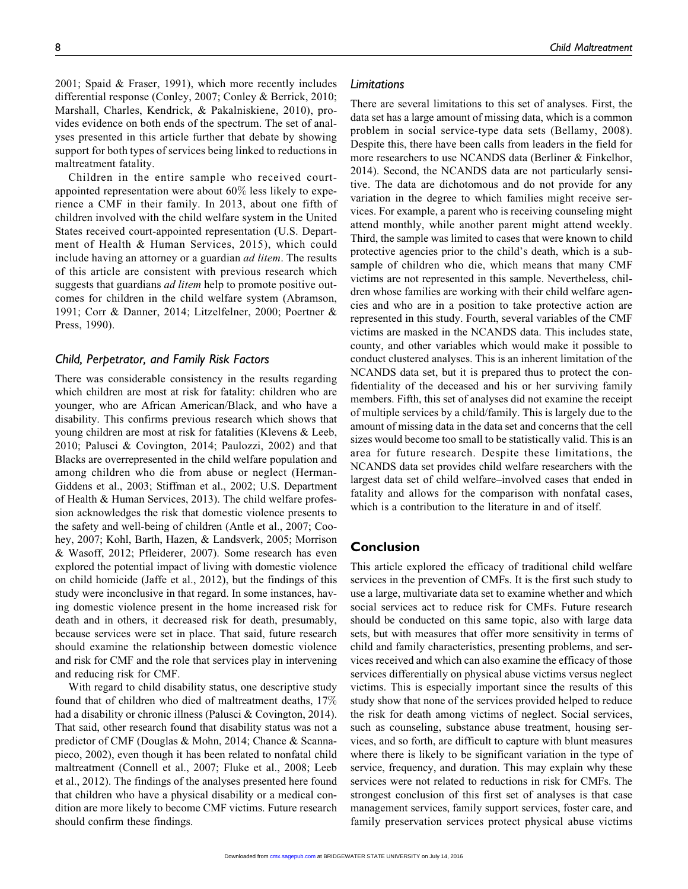2001; Spaid & Fraser, 1991), which more recently includes differential response (Conley, 2007; Conley & Berrick, 2010; Marshall, Charles, Kendrick, & Pakalniskiene, 2010), provides evidence on both ends of the spectrum. The set of analyses presented in this article further that debate by showing support for both types of services being linked to reductions in maltreatment fatality.

Children in the entire sample who received court-appointed representation were about 60% less likely to experience a CMF in their family. In 2013, about one fifth of children involved with the child welfare system in the United States received court-appointed representation (U.S. Department of Health & Human Services, 2015), which could include having an attorney or a guardian *ad litem*. The results of this article are consistent with previous research which suggests that guardians *ad litem* help to promote positive outcomes for children in the child welfare system (Abramson, 1991; Corr & Danner, 2014; Litzelfelner, 2000; Poertner & Press, 1990).

### *Child, Perpetrator, and Family Risk Factors*

There was considerable consistency in the results regarding which children are most at risk for fatality: children who are younger, who are African American/Black, and who have a disability. This confirms previous research which shows that young children are most at risk for fatalities (Klevens & Leeb, 2010; Palusci & Covington, 2014; Paulozzi, 2002) and that Blacks are overrepresented in the child welfare population and among children who die from abuse or neglect (Herman-Giddens et al., 2003; Stiffman et al., 2002; U.S. Department of Health & Human Services, 2013). The child welfare profession acknowledges the risk that domestic violence presents to the safety and well-being of children (Antle et al., 2007; Coohey, 2007; Kohl, Barth, Hazen, & Landsverk, 2005; Morrison & Wasoff, 2012; Pfleiderer, 2007). Some research has even explored the potential impact of living with domestic violence on child homicide (Jaffe et al., 2012), but the findings of this study were inconclusive in that regard. In some instances, having domestic violence present in the home increased risk for death and in others, it decreased risk for death, presumably, because services were set in place. That said, future research should examine the relationship between domestic violence and risk for CMF and the role that services play in intervening and reducing risk for CMF.

With regard to child disability status, one descriptive study found that of children who died of maltreatment deaths, 17% had a disability or chronic illness (Palusci & Covington, 2014). That said, other research found that disability status was not a predictor of CMF (Douglas & Mohn, 2014; Chance & Scannapieco, 2002), even though it has been related to nonfatal child maltreatment (Connell et al., 2007; Fluke et al., 2008; Leeb et al., 2012). The findings of the analyses presented here found that children who have a physical disability or a medical condition are more likely to become CMF victims. Future research should confirm these findings.

### *Limitations*

There are several limitations to this set of analyses. First, the data set has a large amount of missing data, which is a common problem in social service-type data sets (Bellamy, 2008). Despite this, there have been calls from leaders in the field for more researchers to use NCANDS data (Berliner & Finkelhor, 2014). Second, the NCANDS data are not particularly sensitive. The data are dichotomous and do not provide for any variation in the degree to which families might receive services. For example, a parent who is receiving counseling might attend monthly, while another parent might attend weekly. Third, the sample was limited to cases that were known to child protective agencies prior to the child's death, which is a subsample of children who die, which means that many CMF victims are not represented in this sample. Nevertheless, children whose families are working with their child welfare agencies and who are in a position to take protective action are represented in this study. Fourth, several variables of the CMF victims are masked in the NCANDS data. This includes state, county, and other variables which would make it possible to conduct clustered analyses. This is an inherent limitation of the NCANDS data set, but it is prepared thus to protect the confidentiality of the deceased and his or her surviving family members. Fifth, this set of analyses did not examine the receipt of multiple services by a child/family. This is largely due to the amount of missing data in the data set and concerns that the cell sizes would become too small to be statistically valid. This is an area for future research. Despite these limitations, the NCANDS data set provides child welfare researchers with the largest data set of child welfare–involved cases that ended in fatality and allows for the comparison with nonfatal cases, which is a contribution to the literature in and of itself.

## Conclusion

This article explored the efficacy of traditional child welfare services in the prevention of CMFs. It is the first such study to use a large, multivariate data set to examine whether and which social services act to reduce risk for CMFs. Future research should be conducted on this same topic, also with large data sets, but with measures that offer more sensitivity in terms of child and family characteristics, presenting problems, and services received and which can also examine the efficacy of those services differentially on physical abuse victims versus neglect victims. This is especially important since the results of this study show that none of the services provided helped to reduce the risk for death among victims of neglect. Social services, such as counseling, substance abuse treatment, housing services, and so forth, are difficult to capture with blunt measures where there is likely to be significant variation in the type of service, frequency, and duration. This may explain why these services were not related to reductions in risk for CMFs. The strongest conclusion of this first set of analyses is that case management services, family support services, foster care, and family preservation services protect physical abuse victims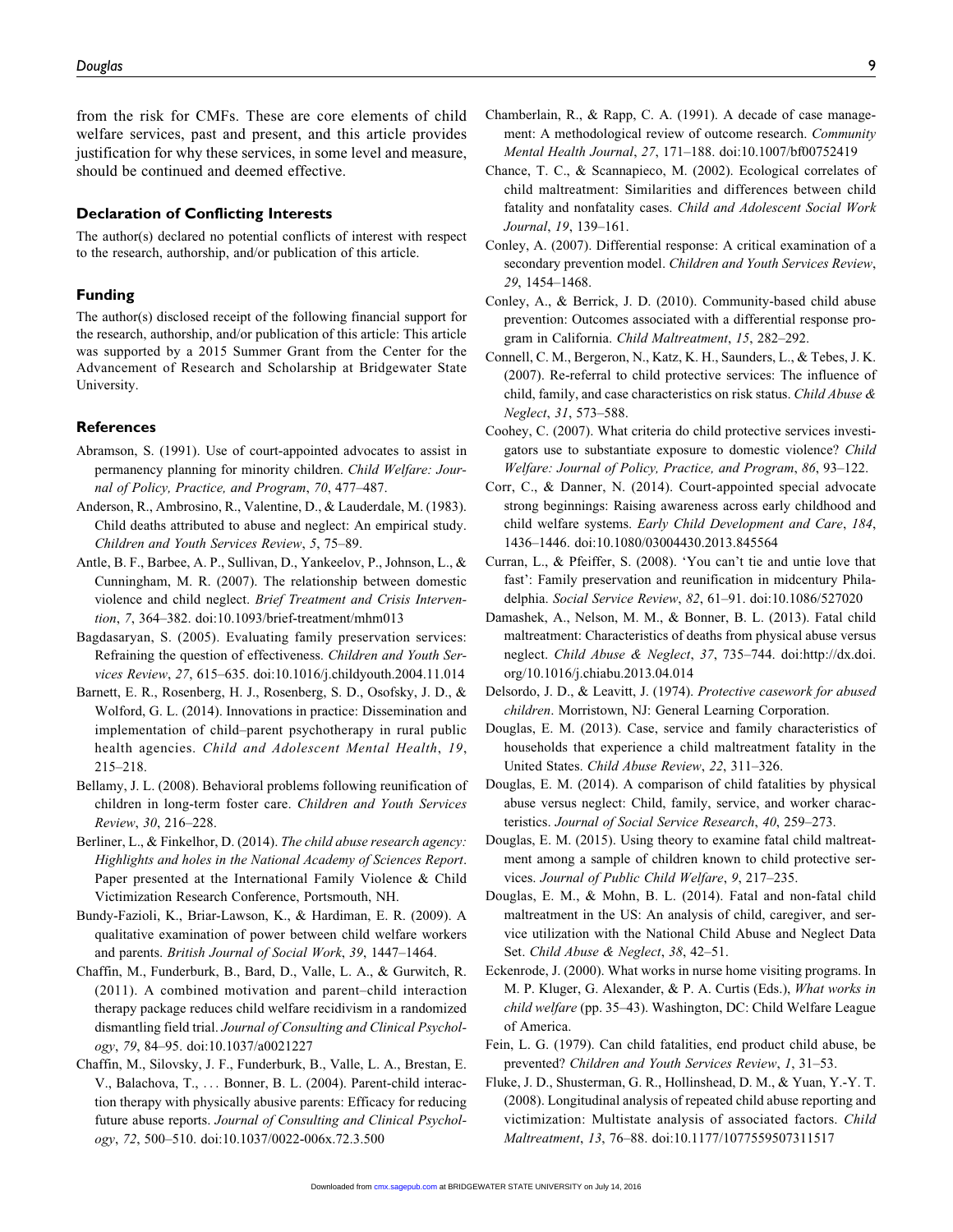from the risk for CMFs. These are core elements of child welfare services, past and present, and this article provides justification for why these services, in some level and measure, should be continued and deemed effective.

## Declaration of Conflicting Interests

The author(s) declared no potential conflicts of interest with respect to the research, authorship, and/or publication of this article.

## Funding

The author(s) disclosed receipt of the following financial support for the research, authorship, and/or publication of this article: This article was supported by a 2015 Summer Grant from the Center for the Advancement of Research and Scholarship at Bridgewater State University.

## References

Abramson, S. (1991). Use of court-appointed advocates to assist in permanency planning for minority children. *Child Welfare: Journal of Policy, Practice, and Program*, *70*, 477–487.

Anderson, R., Ambrosino, R., Valentine, D., & Lauderdale, M. (1983). Child deaths attributed to abuse and neglect: An empirical study. *Children and Youth Services Review*, *5*, 75–89.

Antle, B. F., Barbee, A. P., Sullivan, D., Yankeelov, P., Johnson, L., & Cunningham, M. R. (2007). The relationship between domestic violence and child neglect. *Brief Treatment and Crisis Intervention*, *7*, 364–382. doi:10.1093/brief-treatment/mhm013

Bagdasaryan, S. (2005). Evaluating family preservation services: Refraining the question of effectiveness. *Children and Youth Services Review*, *27*, 615–635. doi:10.1016/j.childyouth.2004.11.014

Barnett, E. R., Rosenberg, H. J., Rosenberg, S. D., Osofsky, J. D., & Wolford, G. L. (2014). Innovations in practice: Dissemination and implementation of child–parent psychotherapy in rural public health agencies. *Child and Adolescent Mental Health*, *19*, 215–218.

Bellamy, J. L. (2008). Behavioral problems following reunification of children in long-term foster care. *Children and Youth Services Review*, *30*, 216–228.

Berliner, L., & Finkelhor, D. (2014). *The child abuse research agency: Highlights and holes in the National Academy of Sciences Report*. Paper presented at the International Family Violence & Child Victimization Research Conference, Portsmouth, NH.

Bundy-Fazioli, K., Briar-Lawson, K., & Hardiman, E. R. (2009). A qualitative examination of power between child welfare workers and parents. *British Journal of Social Work*, *39*, 1447–1464.

Chaffin, M., Funderburk, B., Bard, D., Valle, L. A., & Gurwitch, R. (2011). A combined motivation and parent–child interaction therapy package reduces child welfare recidivism in a randomized dismantling field trial. *Journal of Consulting and Clinical Psychology*, *79*, 84–95. doi:10.1037/a0021227

Chaffin, M., Silovsky, J. F., Funderburk, B., Valle, L. A., Brestan, E. V., Balachova, T., . . . Bonner, B. L. (2004). Parent-child interaction therapy with physically abusive parents: Efficacy for reducing future abuse reports. *Journal of Consulting and Clinical Psychology*, *72*, 500–510. doi:10.1037/0022-006x.72.3.500

Chamberlain, R., & Rapp, C. A. (1991). A decade of case management: A methodological review of outcome research. *Community Mental Health Journal*, *27*, 171–188. doi:10.1007/bf00752419

Chance, T. C., & Scannapieco, M. (2002). Ecological correlates of child maltreatment: Similarities and differences between child fatality and nonfatality cases. *Child and Adolescent Social Work Journal*, *19*, 139–161.

Conley, A. (2007). Differential response: A critical examination of a secondary prevention model. *Children and Youth Services Review*, *29*, 1454–1468.

Conley, A., & Berrick, J. D. (2010). Community-based child abuse prevention: Outcomes associated with a differential response program in California. *Child Maltreatment*, *15*, 282–292.

Connell, C. M., Bergeron, N., Katz, K. H., Saunders, L., & Tebes, J. K. (2007). Re-referral to child protective services: The influence of child, family, and case characteristics on risk status. *Child Abuse & Neglect*, *31*, 573–588.

Coohey, C. (2007). What criteria do child protective services investigators use to substantiate exposure to domestic violence? *Child Welfare: Journal of Policy, Practice, and Program*, *86*, 93–122.

Corr, C., & Danner, N. (2014). Court-appointed special advocate strong beginnings: Raising awareness across early childhood and child welfare systems. *Early Child Development and Care*, *184*, 1436–1446. doi:10.1080/03004430.2013.845564

Curran, L., & Pfeiffer, S. (2008). 'You can't tie and untie love that fast': Family preservation and reunification in midcentury Philadelphia. *Social Service Review*, *82*, 61–91. doi:10.1086/527020

Damashek, A., Nelson, M. M., & Bonner, B. L. (2013). Fatal child maltreatment: Characteristics of deaths from physical abuse versus neglect. *Child Abuse & Neglect*, *37*, 735–744. doi:http://dx.doi.org/10.1016/j.chiabu.2013.04.014

Delsordo, J. D., & Leavitt, J. (1974). *Protective casework for abused children*. Morristown, NJ: General Learning Corporation.

Douglas, E. M. (2013). Case, service and family characteristics of households that experience a child maltreatment fatality in the United States. *Child Abuse Review*, *22*, 311–326.

Douglas, E. M. (2014). A comparison of child fatalities by physical abuse versus neglect: Child, family, service, and worker characteristics. *Journal of Social Service Research*, *40*, 259–273.

Douglas, E. M. (2015). Using theory to examine fatal child maltreatment among a sample of children known to child protective services. *Journal of Public Child Welfare*, *9*, 217–235.

Douglas, E. M., & Mohn, B. L. (2014). Fatal and non-fatal child maltreatment in the US: An analysis of child, caregiver, and service utilization with the National Child Abuse and Neglect Data Set. *Child Abuse & Neglect*, *38*, 42–51.

Eckenrode, J. (2000). What works in nurse home visiting programs. In M. P. Kluger, G. Alexander, & P. A. Curtis (Eds.), *What works in child welfare* (pp. 35–43). Washington, DC: Child Welfare League of America.

Fein, L. G. (1979). Can child fatalities, end product child abuse, be prevented? *Children and Youth Services Review*, *1*, 31–53.

Fluke, J. D., Shusterman, G. R., Hollinshead, D. M., & Yuan, Y.-Y. T. (2008). Longitudinal analysis of repeated child abuse reporting and victimization: Multistate analysis of associated factors. *Child Maltreatment*, *13*, 76–88. doi:10.1177/1077559507311517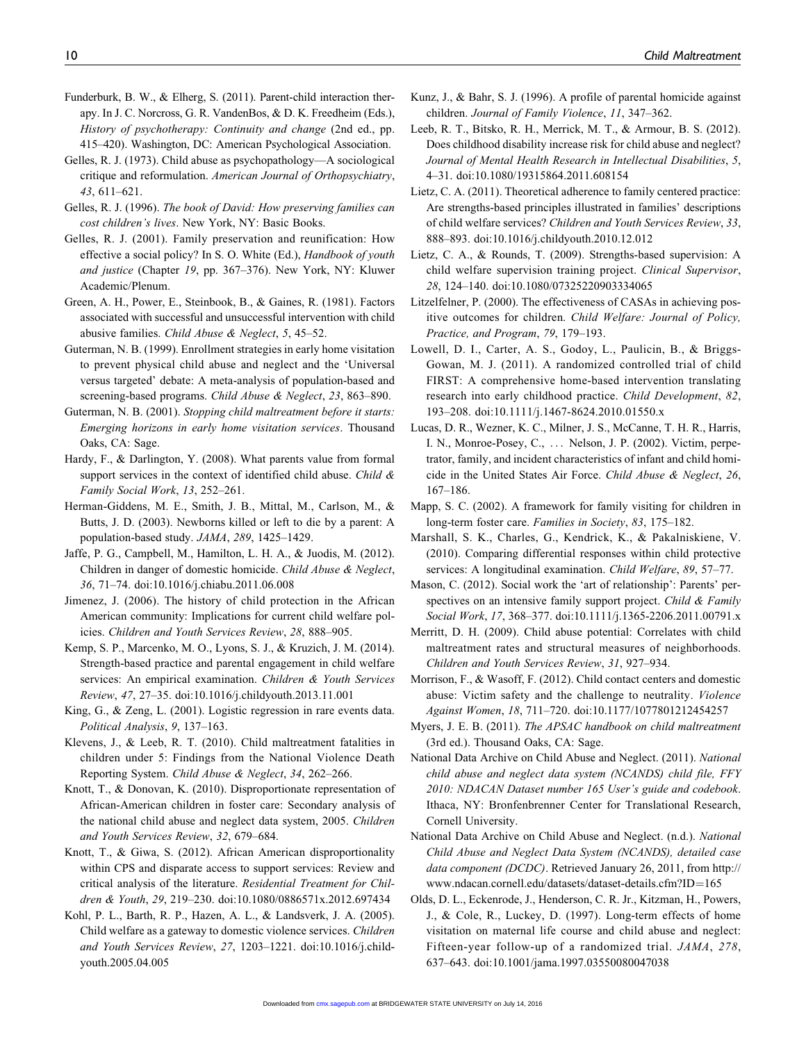Funderburk, B. W., & Elherg, S. (2011). Parent-child interaction therapy. In J. C. Norcross, G. R. VandenBos, & D. K. Freedheim (Eds.), *History of psychotherapy: Continuity and change* (2nd ed., pp. 415–420). Washington, DC: American Psychological Association.

Gelles, R. J. (1973). Child abuse as psychopathology—A sociological critique and reformulation. *American Journal of Orthopsychiatry*, *43*, 611–621.

Gelles, R. J. (1996). *The book of David: How preserving families can cost children's lives*. New York, NY: Basic Books.

Gelles, R. J. (2001). Family preservation and reunification: How effective a social policy? In S. O. White (Ed.), *Handbook of youth and justice* (Chapter *19*, pp. 367–376). New York, NY: Kluwer Academic/Plenum.

Green, A. H., Power, E., Steinbook, B., & Gaines, R. (1981). Factors associated with successful and unsuccessful intervention with child abusive families. *Child Abuse & Neglect*, *5*, 45–52.

Guterman, N. B. (1999). Enrollment strategies in early home visitation to prevent physical child abuse and neglect and the 'Universal versus targeted' debate: A meta-analysis of population-based and screening-based programs. *Child Abuse & Neglect*, *23*, 863–890.

Guterman, N. B. (2001). *Stopping child maltreatment before it starts: Emerging horizons in early home visitation services*. Thousand Oaks, CA: Sage.

Hardy, F., & Darlington, Y. (2008). What parents value from formal support services in the context of identified child abuse. *Child & Family Social Work*, *13*, 252–261.

Herman-Giddens, M. E., Smith, J. B., Mittal, M., Carlson, M., & Butts, J. D. (2003). Newborns killed or left to die by a parent: A population-based study. *JAMA*, *289*, 1425–1429.

Jaffe, P. G., Campbell, M., Hamilton, L. H. A., & Juodis, M. (2012). Children in danger of domestic homicide. *Child Abuse & Neglect*, *36*, 71–74. doi:10.1016/j.chiabu.2011.06.008

Jimenez, J. (2006). The history of child protection in the African American community: Implications for current child welfare policies. *Children and Youth Services Review*, *28*, 888–905.

Kemp, S. P., Marcenko, M. O., Lyons, S. J., & Kruzich, J. M. (2014). Strength-based practice and parental engagement in child welfare services: An empirical examination. *Children & Youth Services Review*, *47*, 27–35. doi:10.1016/j.childyouth.2013.11.001

King, G., & Zeng, L. (2001). Logistic regression in rare events data. *Political Analysis*, *9*, 137–163.

Klevens, J., & Leeb, R. T. (2010). Child maltreatment fatalities in children under 5: Findings from the National Violence Death Reporting System. *Child Abuse & Neglect*, *34*, 262–266.

Knott, T., & Donovan, K. (2010). Disproportionate representation of African-American children in foster care: Secondary analysis of the national child abuse and neglect data system, 2005. *Children and Youth Services Review*, *32*, 679–684.

Knott, T., & Giwa, S. (2012). African American disproportionality within CPS and disparate access to support services: Review and critical analysis of the literature. *Residential Treatment for Children & Youth*, *29*, 219–230. doi:10.1080/0886571x.2012.697434

Kohl, P. L., Barth, R. P., Hazen, A. L., & Landsverk, J. A. (2005). Child welfare as a gateway to domestic violence services. *Children and Youth Services Review*, *27*, 1203–1221. doi:10.1016/j.childyouth.2005.04.005

Kunz, J., & Bahr, S. J. (1996). A profile of parental homicide against children. *Journal of Family Violence*, *11*, 347–362.

Leeb, R. T., Bitsko, R. H., Merrick, M. T., & Armour, B. S. (2012). Does childhood disability increase risk for child abuse and neglect? *Journal of Mental Health Research in Intellectual Disabilities*, *5*, 4–31. doi:10.1080/19315864.2011.608154

Lietz, C. A. (2011). Theoretical adherence to family centered practice: Are strengths-based principles illustrated in families' descriptions of child welfare services? *Children and Youth Services Review*, *33*, 888–893. doi:10.1016/j.childyouth.2010.12.012

Lietz, C. A., & Rounds, T. (2009). Strengths-based supervision: A child welfare supervision training project. *Clinical Supervisor*, *28*, 124–140. doi:10.1080/07325220903334065

Litzelfelner, P. (2000). The effectiveness of CASAs in achieving positive outcomes for children. *Child Welfare: Journal of Policy, Practice, and Program*, *79*, 179–193.

Lowell, D. I., Carter, A. S., Godoy, L., Paulicin, B., & Briggs-Gowan, M. J. (2011). A randomized controlled trial of child FIRST: A comprehensive home-based intervention translating research into early childhood practice. *Child Development*, *82*, 193–208. doi:10.1111/j.1467-8624.2010.01550.x

Lucas, D. R., Wezner, K. C., Milner, J. S., McCanne, T. H. R., Harris, I. N., Monroe-Posey, C., ... Nelson, J. P. (2002). Victim, perpetrator, family, and incident characteristics of infant and child homicide in the United States Air Force. *Child Abuse & Neglect*, *26*, 167–186.

Mapp, S. C. (2002). A framework for family visiting for children in long-term foster care. *Families in Society*, *83*, 175–182.

Marshall, S. K., Charles, G., Kendrick, K., & Pakalniskiene, V. (2010). Comparing differential responses within child protective services: A longitudinal examination. *Child Welfare*, *89*, 57–77.

Mason, C. (2012). Social work the 'art of relationship': Parents' perspectives on an intensive family support project. *Child & Family Social Work*, *17*, 368–377. doi:10.1111/j.1365-2206.2011.00791.x

Merritt, D. H. (2009). Child abuse potential: Correlates with child maltreatment rates and structural measures of neighborhoods. *Children and Youth Services Review*, *31*, 927–934.

Morrison, F., & Wasoff, F. (2012). Child contact centers and domestic abuse: Victim safety and the challenge to neutrality. *Violence Against Women*, *18*, 711–720. doi:10.1177/1077801212454257

Myers, J. E. B. (2011). *The APSAC handbook on child maltreatment* (3rd ed.). Thousand Oaks, CA: Sage.

National Data Archive on Child Abuse and Neglect. (2011). *National child abuse and neglect data system (NCANDS) child file, FFY 2010: NDACAN Dataset number 165 User's guide and codebook*. Ithaca, NY: Bronfenbrenner Center for Translational Research, Cornell University.

National Data Archive on Child Abuse and Neglect. (n.d.). *National Child Abuse and Neglect Data System (NCANDS), detailed case data component (DCDC)*. Retrieved January 26, 2011, from http://www.ndacan.cornell.edu/datasets/dataset-details.cfm?ID=165

Olds, D. L., Eckenrode, J., Henderson, C. R. Jr., Kitzman, H., Powers, J., & Cole, R., Luckey, D. (1997). Long-term effects of home visitation on maternal life course and child abuse and neglect: Fifteen-year follow-up of a randomized trial. *JAMA*, *278*, 637–643. doi:10.1001/jama.1997.03550080047038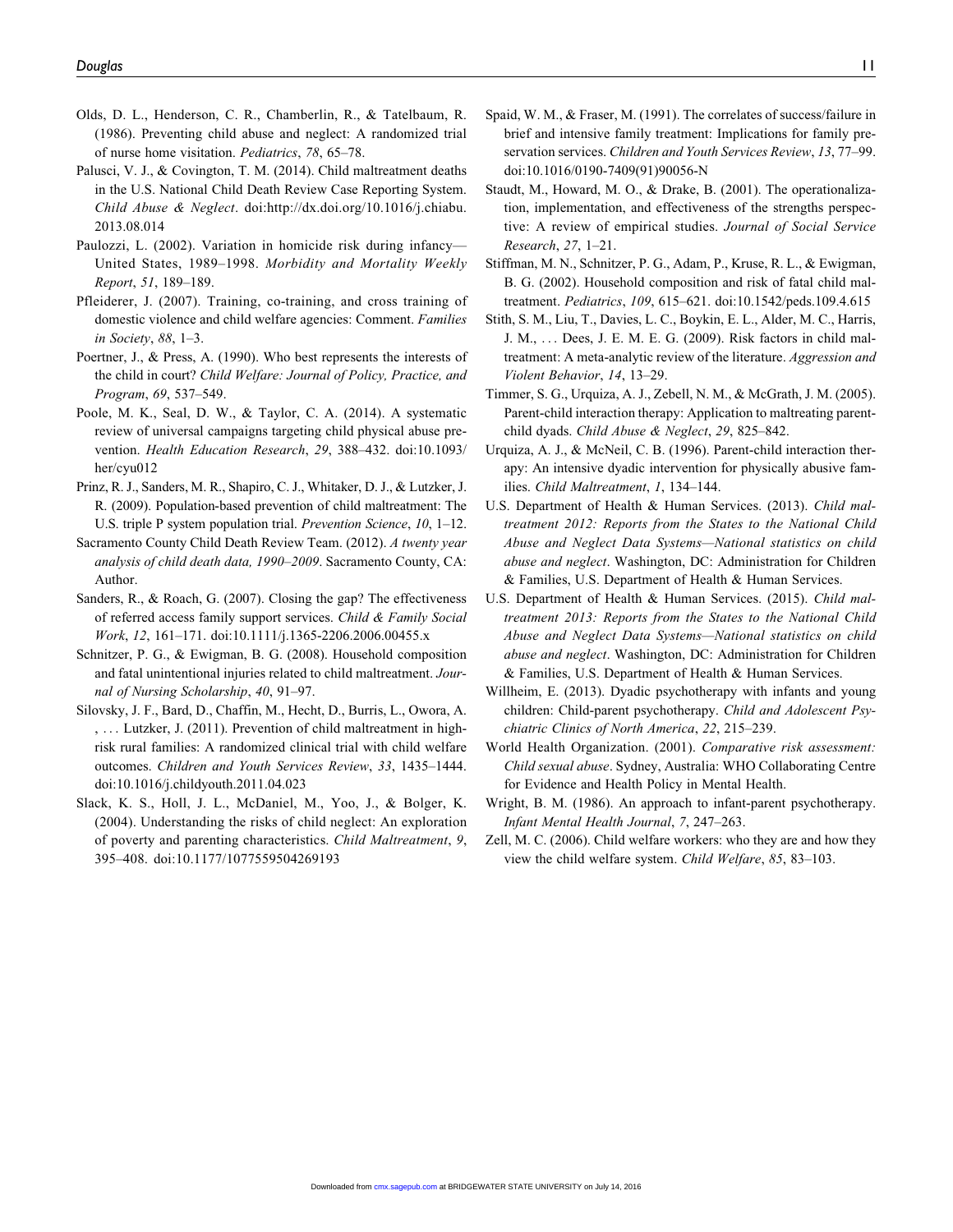Olds, D. L., Henderson, C. R., Chamberlin, R., & Tatelbaum, R. (1986). Preventing child abuse and neglect: A randomized trial of nurse home visitation. *Pediatrics*, *78*, 65–78.

Palusci, V. J., & Covington, T. M. (2014). Child maltreatment deaths in the U.S. National Child Death Review Case Reporting System. *Child Abuse & Neglect*. doi:http://dx.doi.org/10.1016/j.chiabu.2013.08.014

Paulozzi, L. (2002). Variation in homicide risk during infancy—United States, 1989–1998. *Morbidity and Mortality Weekly Report*, *51*, 189–189.

Pfleiderer, J. (2007). Training, co-training, and cross training of domestic violence and child welfare agencies: Comment. *Families in Society*, *88*, 1–3.

Poertner, J., & Press, A. (1990). Who best represents the interests of the child in court? *Child Welfare: Journal of Policy, Practice, and Program*, *69*, 537–549.

Poole, M. K., Seal, D. W., & Taylor, C. A. (2014). A systematic review of universal campaigns targeting child physical abuse prevention. *Health Education Research*, *29*, 388–432. doi:10.1093/her/cyu012

Prinz, R. J., Sanders, M. R., Shapiro, C. J., Whitaker, D. J., & Lutzker, J. R. (2009). Population-based prevention of child maltreatment: The U.S. triple P system population trial. *Prevention Science*, *10*, 1–12.

Sacramento County Child Death Review Team. (2012). *A twenty year analysis of child death data, 1990–2009*. Sacramento County, CA: Author.

Sanders, R., & Roach, G. (2007). Closing the gap? The effectiveness of referred access family support services. *Child & Family Social Work*, *12*, 161–171. doi:10.1111/j.1365-2206.2006.00455.x

Schnitzer, P. G., & Ewigman, B. G. (2008). Household composition and fatal unintentional injuries related to child maltreatment. *Journal of Nursing Scholarship*, *40*, 91–97.

Silovsky, J. F., Bard, D., Chaffin, M., Hecht, D., Burris, L., Owora, A. , . . . Lutzker, J. (2011). Prevention of child maltreatment in high-risk rural families: A randomized clinical trial with child welfare outcomes. *Children and Youth Services Review*, *33*, 1435–1444. doi:10.1016/j.childyouth.2011.04.023

Slack, K. S., Holl, J. L., McDaniel, M., Yoo, J., & Bolger, K. (2004). Understanding the risks of child neglect: An exploration of poverty and parenting characteristics. *Child Maltreatment*, *9*, 395–408. doi:10.1177/1077559504269193

Spaid, W. M., & Fraser, M. (1991). The correlates of success/failure in brief and intensive family treatment: Implications for family preservation services. *Children and Youth Services Review*, *13*, 77–99. doi:10.1016/0190-7409(91)90056-N

Staudt, M., Howard, M. O., & Drake, B. (2001). The operationalization, implementation, and effectiveness of the strengths perspective: A review of empirical studies. *Journal of Social Service Research*, *27*, 1–21.

Stiffman, M. N., Schnitzer, P. G., Adam, P., Kruse, R. L., & Ewigman, B. G. (2002). Household composition and risk of fatal child maltreatment. *Pediatrics*, *109*, 615–621. doi:10.1542/peds.109.4.615

Stith, S. M., Liu, T., Davies, L. C., Boykin, E. L., Alder, M. C., Harris, J. M., . . . Dees, J. E. M. E. G. (2009). Risk factors in child maltreatment: A meta-analytic review of the literature. *Aggression and Violent Behavior*, *14*, 13–29.

Timmer, S. G., Urquiza, A. J., Zebell, N. M., & McGrath, J. M. (2005). Parent-child interaction therapy: Application to maltreating parent-child dyads. *Child Abuse & Neglect*, *29*, 825–842.

Urquiza, A. J., & McNeil, C. B. (1996). Parent-child interaction therapy: An intensive dyadic intervention for physically abusive families. *Child Maltreatment*, *1*, 134–144.

U.S. Department of Health & Human Services. (2013). *Child maltreatment 2012: Reports from the States to the National Child Abuse and Neglect Data Systems—National statistics on child abuse and neglect*. Washington, DC: Administration for Children & Families, U.S. Department of Health & Human Services.

U.S. Department of Health & Human Services. (2015). *Child maltreatment 2013: Reports from the States to the National Child Abuse and Neglect Data Systems—National statistics on child abuse and neglect*. Washington, DC: Administration for Children & Families, U.S. Department of Health & Human Services.

Willheim, E. (2013). Dyadic psychotherapy with infants and young children: Child-parent psychotherapy. *Child and Adolescent Psychiatric Clinics of North America*, *22*, 215–239.

World Health Organization. (2001). *Comparative risk assessment: Child sexual abuse*. Sydney, Australia: WHO Collaborating Centre for Evidence and Health Policy in Mental Health.

Wright, B. M. (1986). An approach to infant-parent psychotherapy. *Infant Mental Health Journal*, *7*, 247–263.

Zell, M. C. (2006). Child welfare workers: who they are and how they view the child welfare system. *Child Welfare*, *85*, 83–103.